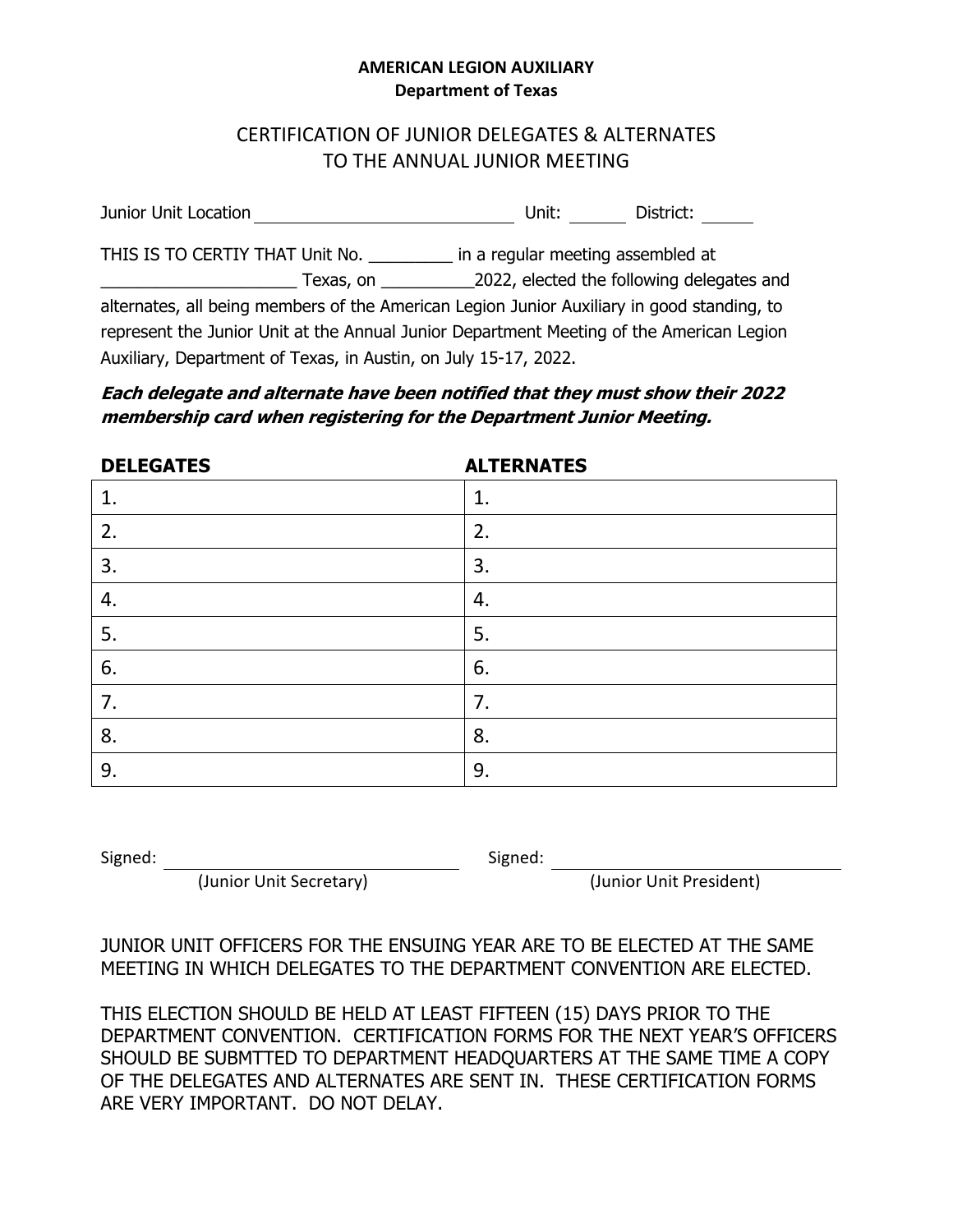**AMERICAN LEGION AUXILIARY**
**Department of Texas**

# CERTIFICATION OF JUNIOR DELEGATES & ALTERNATES TO THE ANNUAL JUNIOR MEETING

Junior Unit Location ____________________________ Unit: ______ District: ______

THIS IS TO CERTIY THAT Unit No. _________ in a regular meeting assembled at _____________________ Texas, on __________2022, elected the following delegates and alternates, all being members of the American Legion Junior Auxiliary in good standing, to represent the Junior Unit at the Annual Junior Department Meeting of the American Legion Auxiliary, Department of Texas, in Austin, on July 15-17, 2022.

***Each delegate and alternate have been notified that they must show their 2022 membership card when registering for the Department Junior Meeting.***

| **DELEGATES** | **ALTERNATES** |
|---|---|
| 1. | 1. |
| 2. | 2. |
| 3. | 3. |
| 4. | 4. |
| 5. | 5. |
| 6. | 6. |
| 7. | 7. |
| 8. | 8. |
| 9. | 9. |

Signed: ______________________________ (Junior Unit Secretary)

Signed: ______________________________ (Junior Unit President)

JUNIOR UNIT OFFICERS FOR THE ENSUING YEAR ARE TO BE ELECTED AT THE SAME MEETING IN WHICH DELEGATES TO THE DEPARTMENT CONVENTION ARE ELECTED.

THIS ELECTION SHOULD BE HELD AT LEAST FIFTEEN (15) DAYS PRIOR TO THE DEPARTMENT CONVENTION. CERTIFICATION FORMS FOR THE NEXT YEAR'S OFFICERS SHOULD BE SUBMTTED TO DEPARTMENT HEADQUARTERS AT THE SAME TIME A COPY OF THE DELEGATES AND ALTERNATES ARE SENT IN. THESE CERTIFICATION FORMS ARE VERY IMPORTANT. DO NOT DELAY.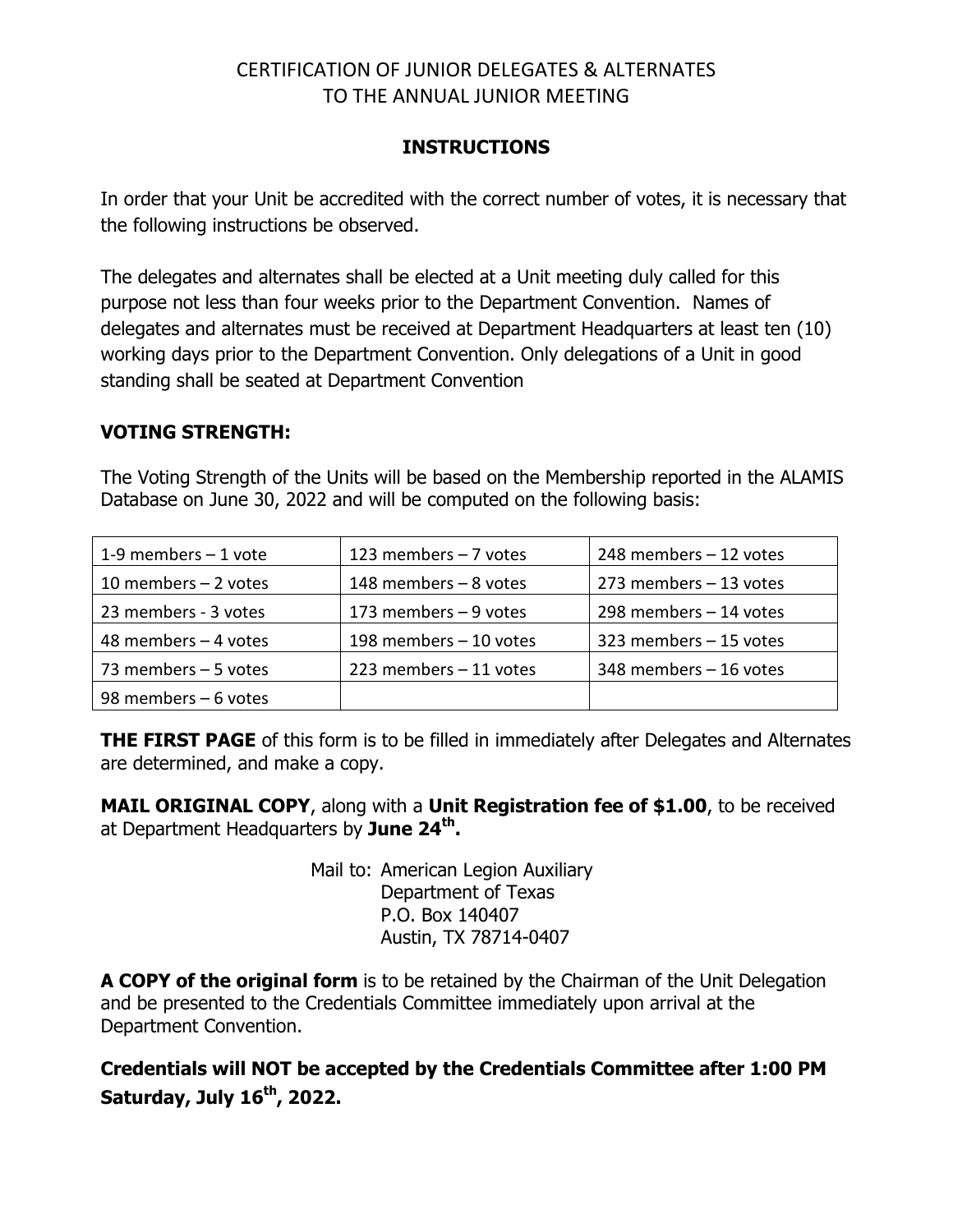# CERTIFICATION OF JUNIOR DELEGATES & ALTERNATES TO THE ANNUAL JUNIOR MEETING

## INSTRUCTIONS

In order that your Unit be accredited with the correct number of votes, it is necessary that the following instructions be observed.

The delegates and alternates shall be elected at a Unit meeting duly called for this purpose not less than four weeks prior to the Department Convention. Names of delegates and alternates must be received at Department Headquarters at least ten (10) working days prior to the Department Convention. Only delegations of a Unit in good standing shall be seated at Department Convention

**VOTING STRENGTH:**

The Voting Strength of the Units will be based on the Membership reported in the ALAMIS Database on June 30, 2022 and will be computed on the following basis:

| | | |
|---|---|---|
| 1-9 members – 1 vote | 123 members – 7 votes | 248 members – 12 votes |
| 10 members – 2 votes | 148 members – 8 votes | 273 members – 13 votes |
| 23 members - 3 votes | 173 members – 9 votes | 298 members – 14 votes |
| 48 members – 4 votes | 198 members – 10 votes | 323 members – 15 votes |
| 73 members – 5 votes | 223 members – 11 votes | 348 members – 16 votes |
| 98 members – 6 votes | | |

**THE FIRST PAGE** of this form is to be filled in immediately after Delegates and Alternates are determined, and make a copy.

**MAIL ORIGINAL COPY**, along with a **Unit Registration fee of $1.00**, to be received at Department Headquarters by **June 24th.**

Mail to: American Legion Auxiliary
Department of Texas
P.O. Box 140407
Austin, TX 78714-0407

**A COPY of the original form** is to be retained by the Chairman of the Unit Delegation and be presented to the Credentials Committee immediately upon arrival at the Department Convention.

**Credentials will NOT be accepted by the Credentials Committee after 1:00 PM Saturday, July 16th, 2022.**